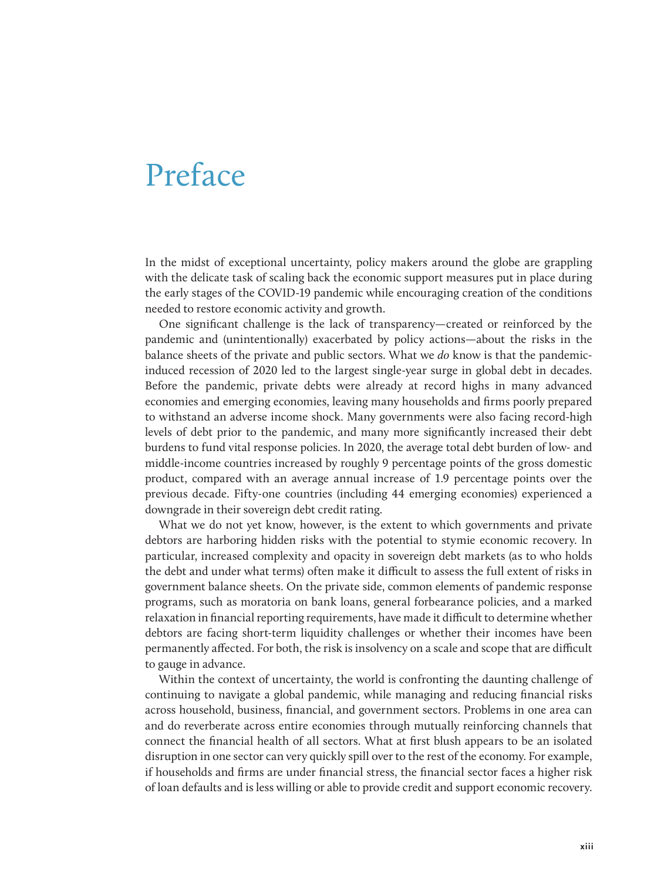# Preface

In the midst of exceptional uncertainty, policy makers around the globe are grappling with the delicate task of scaling back the economic support measures put in place during the early stages of the COVID-19 pandemic while encouraging creation of the conditions needed to restore economic activity and growth.

One significant challenge is the lack of transparency—created or reinforced by the pandemic and (unintentionally) exacerbated by policy actions—about the risks in the balance sheets of the private and public sectors. What we *do* know is that the pandemic-induced recession of 2020 led to the largest single-year surge in global debt in decades. Before the pandemic, private debts were already at record highs in many advanced economies and emerging economies, leaving many households and firms poorly prepared to withstand an adverse income shock. Many governments were also facing record-high levels of debt prior to the pandemic, and many more significantly increased their debt burdens to fund vital response policies. In 2020, the average total debt burden of low- and middle-income countries increased by roughly 9 percentage points of the gross domestic product, compared with an average annual increase of 1.9 percentage points over the previous decade. Fifty-one countries (including 44 emerging economies) experienced a downgrade in their sovereign debt credit rating.

What we do not yet know, however, is the extent to which governments and private debtors are harboring hidden risks with the potential to stymie economic recovery. In particular, increased complexity and opacity in sovereign debt markets (as to who holds the debt and under what terms) often make it difficult to assess the full extent of risks in government balance sheets. On the private side, common elements of pandemic response programs, such as moratoria on bank loans, general forbearance policies, and a marked relaxation in financial reporting requirements, have made it difficult to determine whether debtors are facing short-term liquidity challenges or whether their incomes have been permanently affected. For both, the risk is insolvency on a scale and scope that are difficult to gauge in advance.

Within the context of uncertainty, the world is confronting the daunting challenge of continuing to navigate a global pandemic, while managing and reducing financial risks across household, business, financial, and government sectors. Problems in one area can and do reverberate across entire economies through mutually reinforcing channels that connect the financial health of all sectors. What at first blush appears to be an isolated disruption in one sector can very quickly spill over to the rest of the economy. For example, if households and firms are under financial stress, the financial sector faces a higher risk of loan defaults and is less willing or able to provide credit and support economic recovery.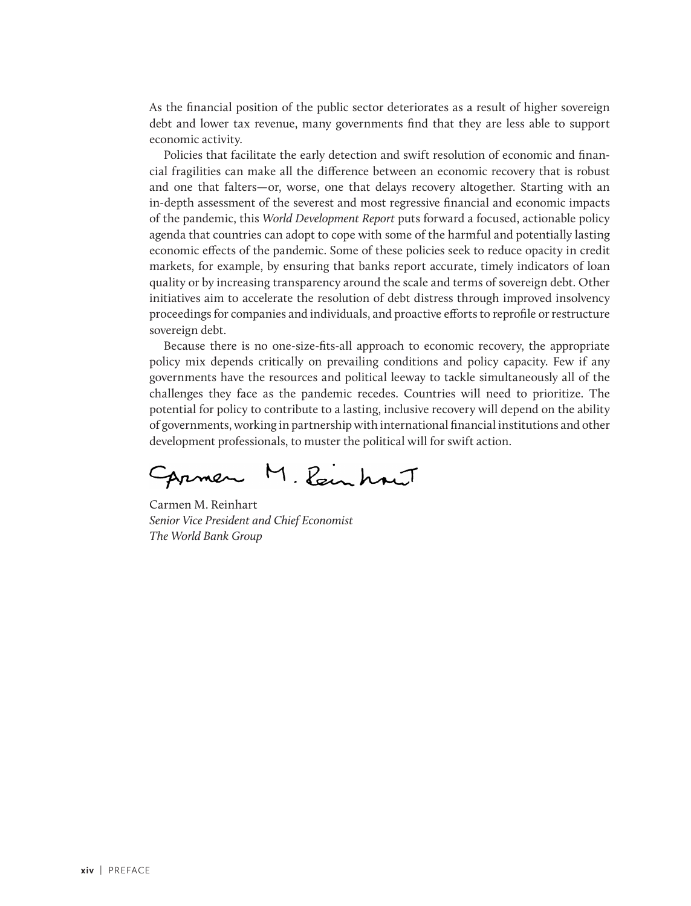As the financial position of the public sector deteriorates as a result of higher sovereign debt and lower tax revenue, many governments find that they are less able to support economic activity.

Policies that facilitate the early detection and swift resolution of economic and financial fragilities can make all the difference between an economic recovery that is robust and one that falters—or, worse, one that delays recovery altogether. Starting with an in-depth assessment of the severest and most regressive financial and economic impacts of the pandemic, this *World Development Report* puts forward a focused, actionable policy agenda that countries can adopt to cope with some of the harmful and potentially lasting economic effects of the pandemic. Some of these policies seek to reduce opacity in credit markets, for example, by ensuring that banks report accurate, timely indicators of loan quality or by increasing transparency around the scale and terms of sovereign debt. Other initiatives aim to accelerate the resolution of debt distress through improved insolvency proceedings for companies and individuals, and proactive efforts to reprofile or restructure sovereign debt.

Because there is no one-size-fits-all approach to economic recovery, the appropriate policy mix depends critically on prevailing conditions and policy capacity. Few if any governments have the resources and political leeway to tackle simultaneously all of the challenges they face as the pandemic recedes. Countries will need to prioritize. The potential for policy to contribute to a lasting, inclusive recovery will depend on the ability of governments, working in partnership with international financial institutions and other development professionals, to muster the political will for swift action.

Carmen M. Reinhart
*Senior Vice President and Chief Economist*
*The World Bank Group*